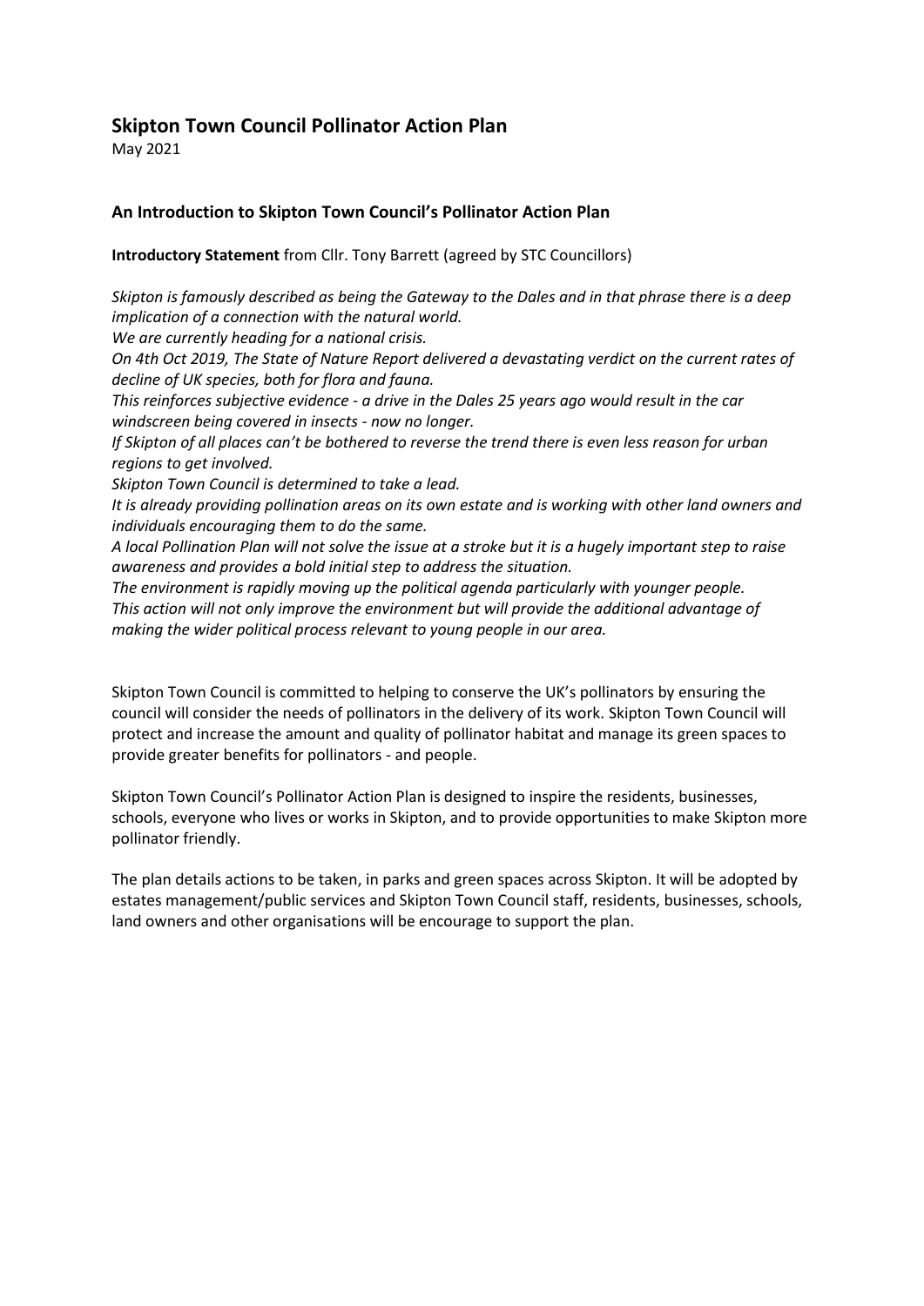# Skipton Town Council Pollinator Action Plan

May 2021

## An Introduction to Skipton Town Council's Pollinator Action Plan

**Introductory Statement** from Cllr. Tony Barrett (agreed by STC Councillors)

*Skipton is famously described as being the Gateway to the Dales and in that phrase there is a deep implication of a connection with the natural world.*
*We are currently heading for a national crisis.*
*On 4th Oct 2019, The State of Nature Report delivered a devastating verdict on the current rates of decline of UK species, both for flora and fauna.*
*This reinforces subjective evidence - a drive in the Dales 25 years ago would result in the car windscreen being covered in insects - now no longer.*
*If Skipton of all places can't be bothered to reverse the trend there is even less reason for urban regions to get involved.*
*Skipton Town Council is determined to take a lead.*
*It is already providing pollination areas on its own estate and is working with other land owners and individuals encouraging them to do the same.*
*A local Pollination Plan will not solve the issue at a stroke but it is a hugely important step to raise awareness and provides a bold initial step to address the situation.*
*The environment is rapidly moving up the political agenda particularly with younger people.*
*This action will not only improve the environment but will provide the additional advantage of making the wider political process relevant to young people in our area.*

Skipton Town Council is committed to helping to conserve the UK's pollinators by ensuring the council will consider the needs of pollinators in the delivery of its work. Skipton Town Council will protect and increase the amount and quality of pollinator habitat and manage its green spaces to provide greater benefits for pollinators - and people.

Skipton Town Council's Pollinator Action Plan is designed to inspire the residents, businesses, schools, everyone who lives or works in Skipton, and to provide opportunities to make Skipton more pollinator friendly.

The plan details actions to be taken, in parks and green spaces across Skipton. It will be adopted by estates management/public services and Skipton Town Council staff, residents, businesses, schools, land owners and other organisations will be encourage to support the plan.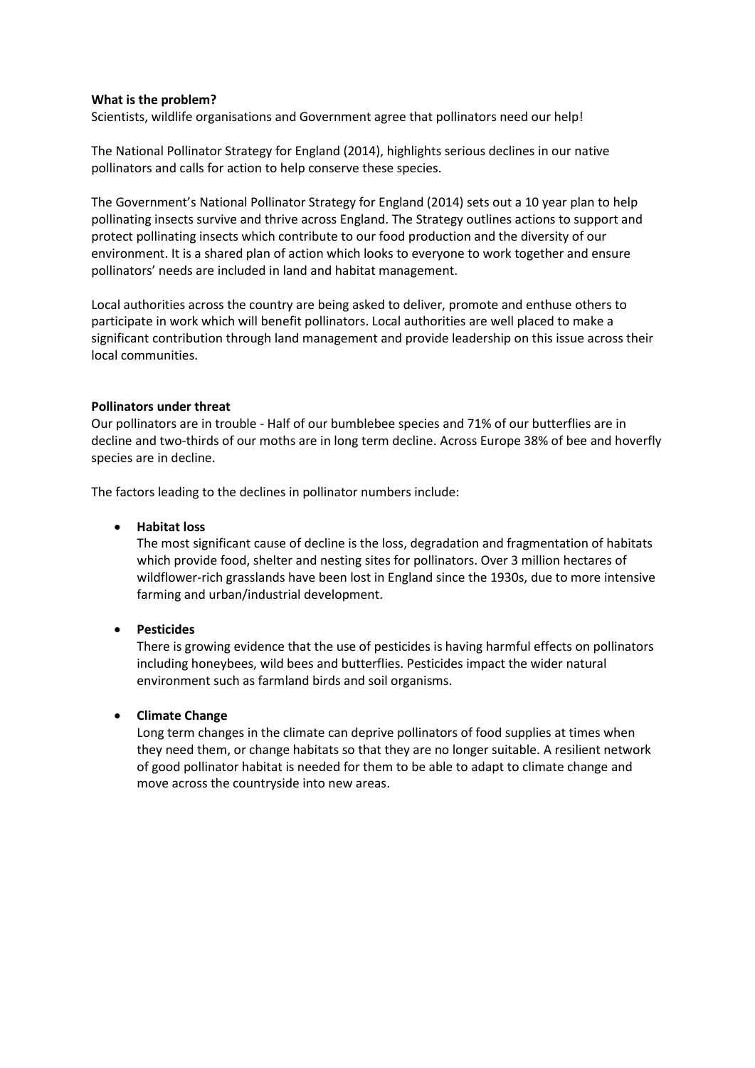**What is the problem?**

Scientists, wildlife organisations and Government agree that pollinators need our help!

The National Pollinator Strategy for England (2014), highlights serious declines in our native pollinators and calls for action to help conserve these species.

The Government's National Pollinator Strategy for England (2014) sets out a 10 year plan to help pollinating insects survive and thrive across England. The Strategy outlines actions to support and protect pollinating insects which contribute to our food production and the diversity of our environment. It is a shared plan of action which looks to everyone to work together and ensure pollinators' needs are included in land and habitat management.

Local authorities across the country are being asked to deliver, promote and enthuse others to participate in work which will benefit pollinators. Local authorities are well placed to make a significant contribution through land management and provide leadership on this issue across their local communities.

**Pollinators under threat**

Our pollinators are in trouble - Half of our bumblebee species and 71% of our butterflies are in decline and two-thirds of our moths are in long term decline. Across Europe 38% of bee and hoverfly species are in decline.

The factors leading to the declines in pollinator numbers include:

- **Habitat loss**
  The most significant cause of decline is the loss, degradation and fragmentation of habitats which provide food, shelter and nesting sites for pollinators. Over 3 million hectares of wildflower-rich grasslands have been lost in England since the 1930s, due to more intensive farming and urban/industrial development.

- **Pesticides**
  There is growing evidence that the use of pesticides is having harmful effects on pollinators including honeybees, wild bees and butterflies. Pesticides impact the wider natural environment such as farmland birds and soil organisms.

- **Climate Change**
  Long term changes in the climate can deprive pollinators of food supplies at times when they need them, or change habitats so that they are no longer suitable. A resilient network of good pollinator habitat is needed for them to be able to adapt to climate change and move across the countryside into new areas.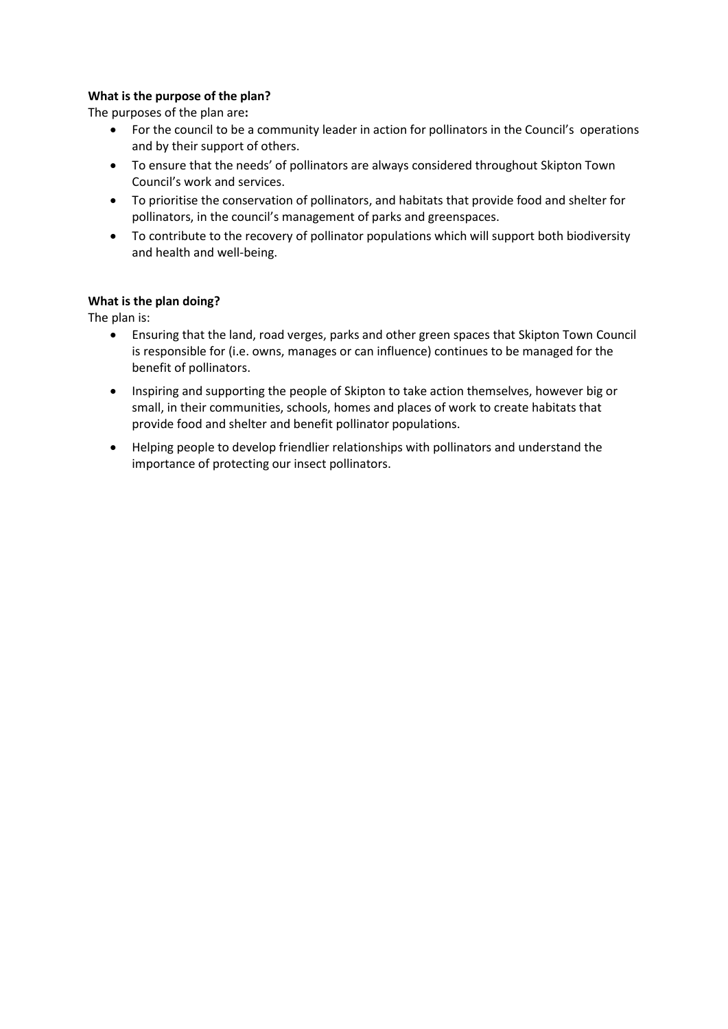**What is the purpose of the plan?**

The purposes of the plan are**:**

- For the council to be a community leader in action for pollinators in the Council's operations and by their support of others.
- To ensure that the needs' of pollinators are always considered throughout Skipton Town Council's work and services.
- To prioritise the conservation of pollinators, and habitats that provide food and shelter for pollinators, in the council's management of parks and greenspaces.
- To contribute to the recovery of pollinator populations which will support both biodiversity and health and well-being.

**What is the plan doing?**

The plan is:

- Ensuring that the land, road verges, parks and other green spaces that Skipton Town Council is responsible for (i.e. owns, manages or can influence) continues to be managed for the benefit of pollinators.
- Inspiring and supporting the people of Skipton to take action themselves, however big or small, in their communities, schools, homes and places of work to create habitats that provide food and shelter and benefit pollinator populations.
- Helping people to develop friendlier relationships with pollinators and understand the importance of protecting our insect pollinators.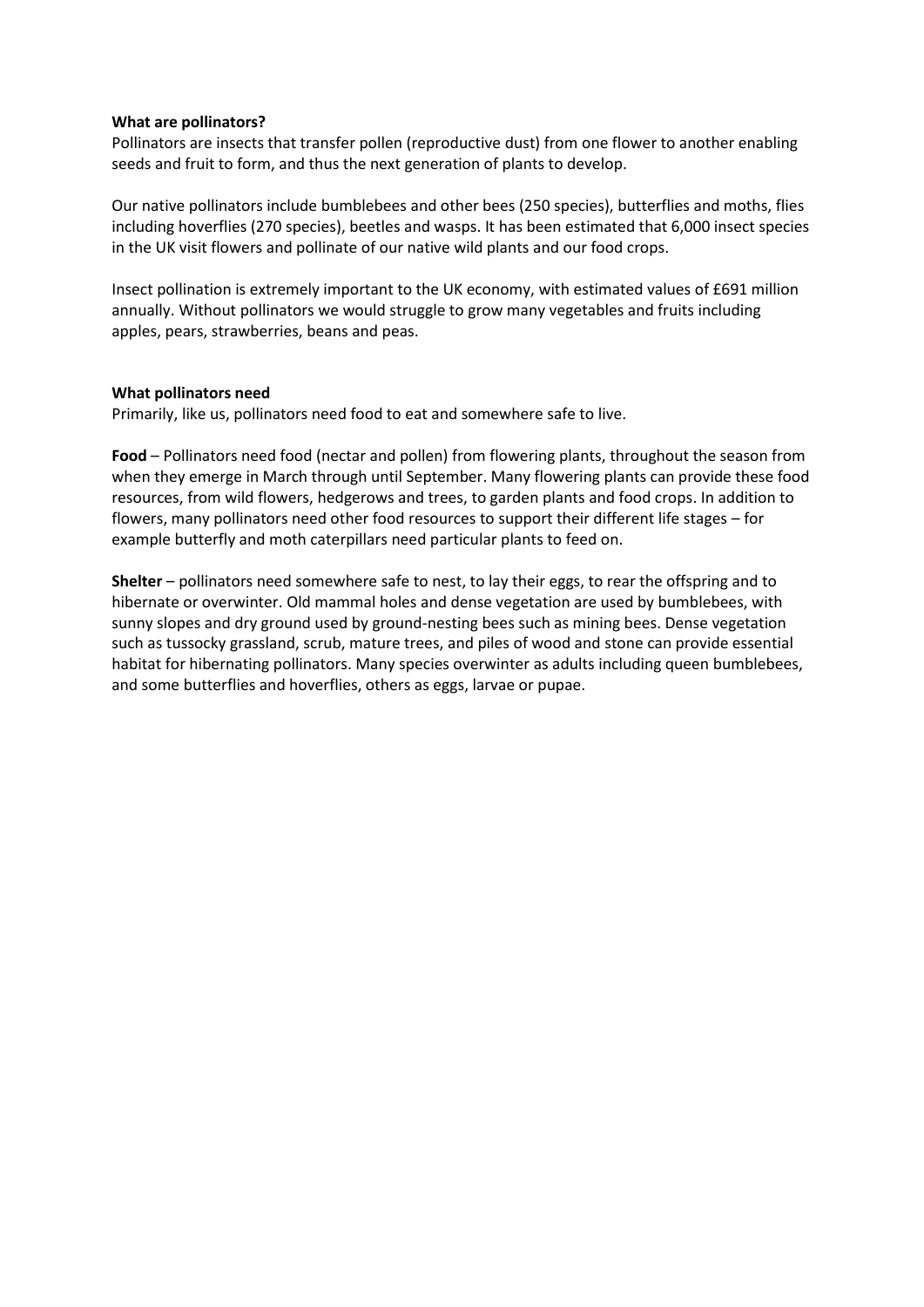**What are pollinators?**

Pollinators are insects that transfer pollen (reproductive dust) from one flower to another enabling seeds and fruit to form, and thus the next generation of plants to develop.

Our native pollinators include bumblebees and other bees (250 species), butterflies and moths, flies including hoverflies (270 species), beetles and wasps. It has been estimated that 6,000 insect species in the UK visit flowers and pollinate of our native wild plants and our food crops.

Insect pollination is extremely important to the UK economy, with estimated values of £691 million annually. Without pollinators we would struggle to grow many vegetables and fruits including apples, pears, strawberries, beans and peas.

**What pollinators need**

Primarily, like us, pollinators need food to eat and somewhere safe to live.

**Food** – Pollinators need food (nectar and pollen) from flowering plants, throughout the season from when they emerge in March through until September. Many flowering plants can provide these food resources, from wild flowers, hedgerows and trees, to garden plants and food crops. In addition to flowers, many pollinators need other food resources to support their different life stages – for example butterfly and moth caterpillars need particular plants to feed on.

**Shelter** – pollinators need somewhere safe to nest, to lay their eggs, to rear the offspring and to hibernate or overwinter. Old mammal holes and dense vegetation are used by bumblebees, with sunny slopes and dry ground used by ground-nesting bees such as mining bees. Dense vegetation such as tussocky grassland, scrub, mature trees, and piles of wood and stone can provide essential habitat for hibernating pollinators. Many species overwinter as adults including queen bumblebees, and some butterflies and hoverflies, others as eggs, larvae or pupae.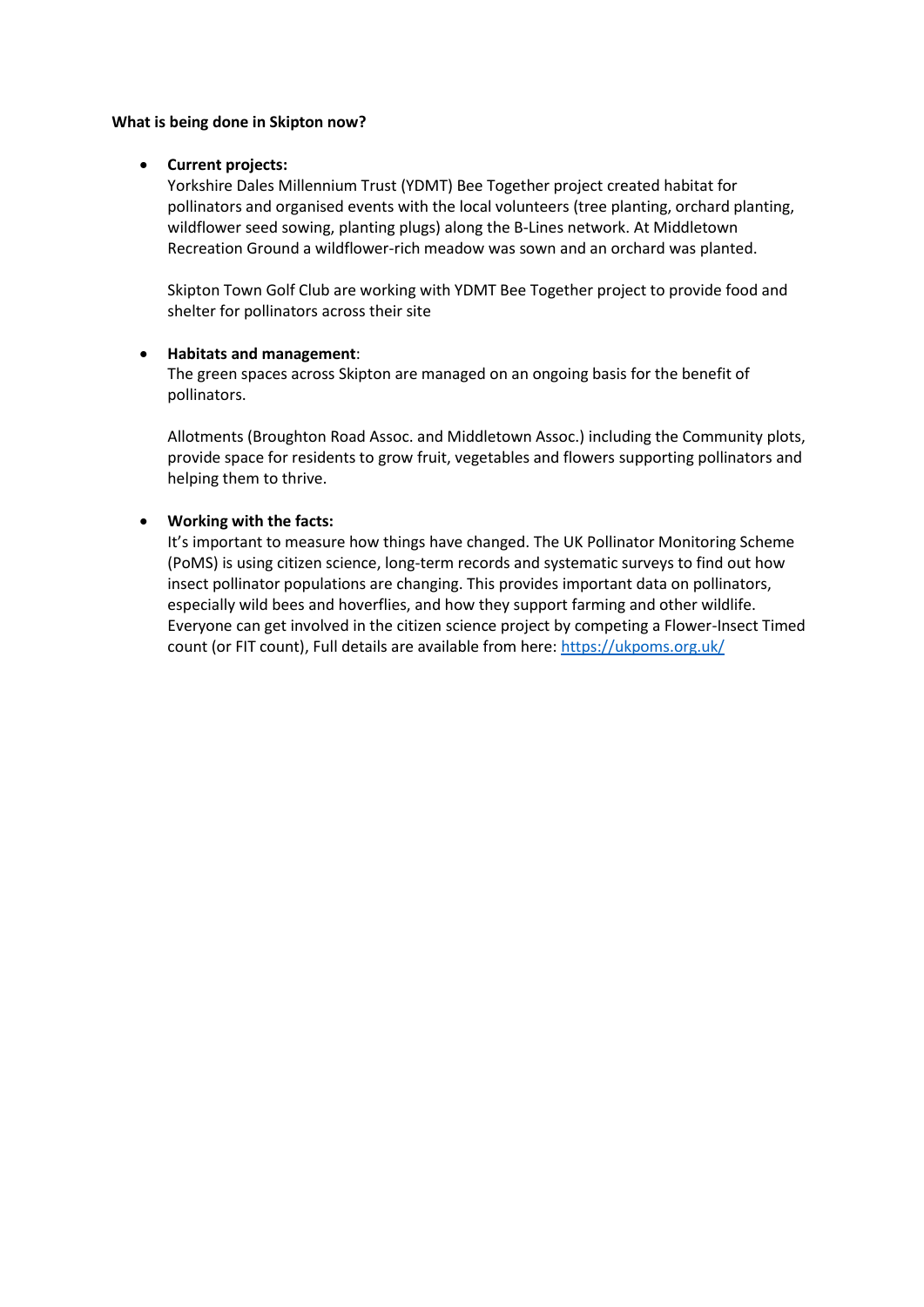**What is being done in Skipton now?**

- **Current projects:**
  Yorkshire Dales Millennium Trust (YDMT) Bee Together project created habitat for pollinators and organised events with the local volunteers (tree planting, orchard planting, wildflower seed sowing, planting plugs) along the B-Lines network. At Middletown Recreation Ground a wildflower-rich meadow was sown and an orchard was planted.

  Skipton Town Golf Club are working with YDMT Bee Together project to provide food and shelter for pollinators across their site

- **Habitats and management**:
  The green spaces across Skipton are managed on an ongoing basis for the benefit of pollinators.

  Allotments (Broughton Road Assoc. and Middletown Assoc.) including the Community plots, provide space for residents to grow fruit, vegetables and flowers supporting pollinators and helping them to thrive.

- **Working with the facts:**
  It's important to measure how things have changed. The UK Pollinator Monitoring Scheme (PoMS) is using citizen science, long-term records and systematic surveys to find out how insect pollinator populations are changing. This provides important data on pollinators, especially wild bees and hoverflies, and how they support farming and other wildlife. Everyone can get involved in the citizen science project by competing a Flower-Insect Timed count (or FIT count), Full details are available from here: [https://ukpoms.org.uk/](https://ukpoms.org.uk/)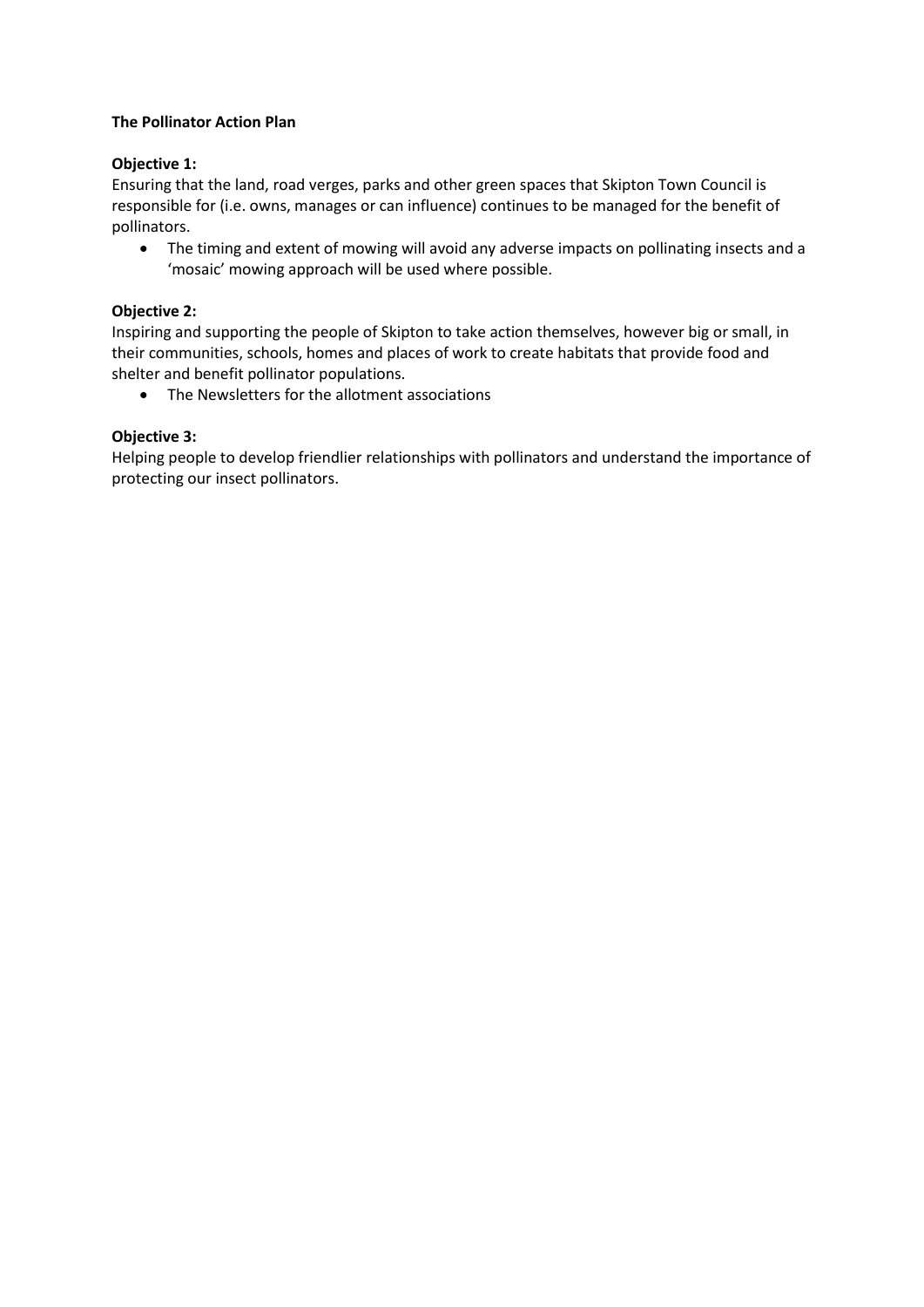**The Pollinator Action Plan**

**Objective 1:**
Ensuring that the land, road verges, parks and other green spaces that Skipton Town Council is responsible for (i.e. owns, manages or can influence) continues to be managed for the benefit of pollinators.

- The timing and extent of mowing will avoid any adverse impacts on pollinating insects and a 'mosaic' mowing approach will be used where possible.

**Objective 2:**
Inspiring and supporting the people of Skipton to take action themselves, however big or small, in their communities, schools, homes and places of work to create habitats that provide food and shelter and benefit pollinator populations.

- The Newsletters for the allotment associations

**Objective 3:**
Helping people to develop friendlier relationships with pollinators and understand the importance of protecting our insect pollinators.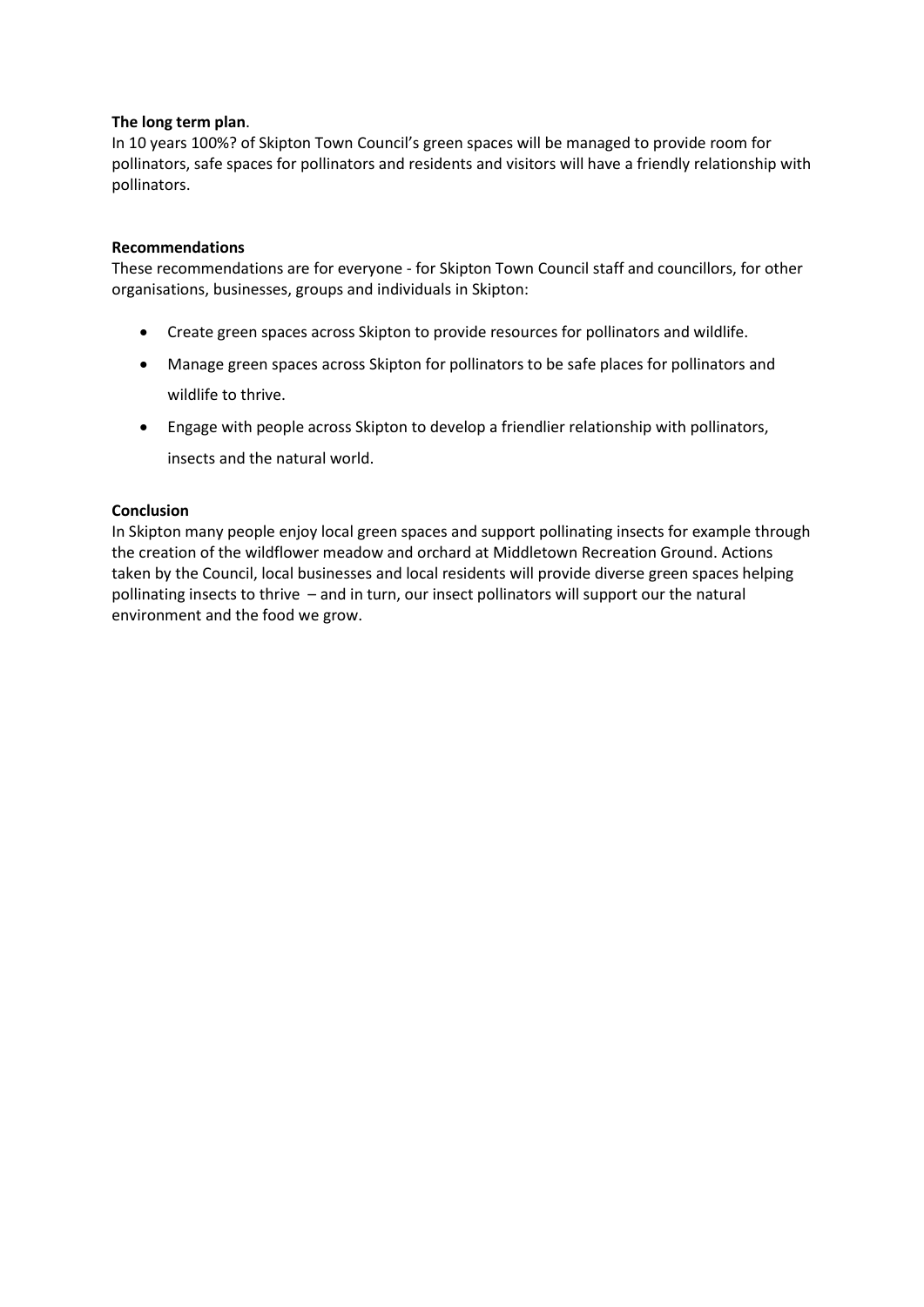**The long term plan**.

In 10 years 100%? of Skipton Town Council's green spaces will be managed to provide room for pollinators, safe spaces for pollinators and residents and visitors will have a friendly relationship with pollinators.

**Recommendations**

These recommendations are for everyone - for Skipton Town Council staff and councillors, for other organisations, businesses, groups and individuals in Skipton:

- Create green spaces across Skipton to provide resources for pollinators and wildlife.
- Manage green spaces across Skipton for pollinators to be safe places for pollinators and wildlife to thrive.
- Engage with people across Skipton to develop a friendlier relationship with pollinators, insects and the natural world.

**Conclusion**

In Skipton many people enjoy local green spaces and support pollinating insects for example through the creation of the wildflower meadow and orchard at Middletown Recreation Ground. Actions taken by the Council, local businesses and local residents will provide diverse green spaces helping pollinating insects to thrive – and in turn, our insect pollinators will support our the natural environment and the food we grow.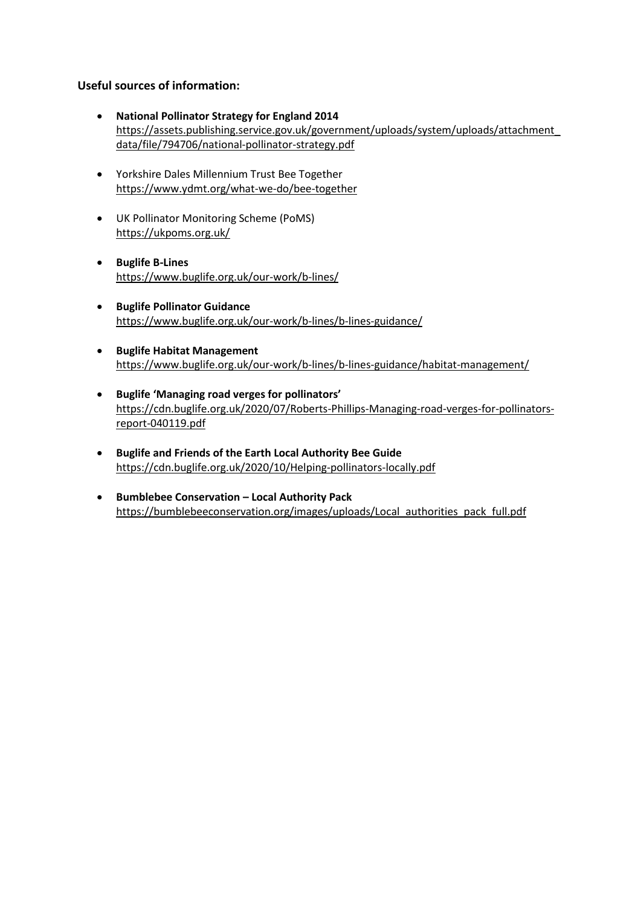**Useful sources of information:**

- **National Pollinator Strategy for England 2014**
  https://assets.publishing.service.gov.uk/government/uploads/system/uploads/attachment_data/file/794706/national-pollinator-strategy.pdf

- Yorkshire Dales Millennium Trust Bee Together
  https://www.ydmt.org/what-we-do/bee-together

- UK Pollinator Monitoring Scheme (PoMS)
  https://ukpoms.org.uk/

- **Buglife B-Lines**
  https://www.buglife.org.uk/our-work/b-lines/

- **Buglife Pollinator Guidance**
  https://www.buglife.org.uk/our-work/b-lines/b-lines-guidance/

- **Buglife Habitat Management**
  https://www.buglife.org.uk/our-work/b-lines/b-lines-guidance/habitat-management/

- **Buglife 'Managing road verges for pollinators'**
  https://cdn.buglife.org.uk/2020/07/Roberts-Phillips-Managing-road-verges-for-pollinators-report-040119.pdf

- **Buglife and Friends of the Earth Local Authority Bee Guide**
  https://cdn.buglife.org.uk/2020/10/Helping-pollinators-locally.pdf

- **Bumblebee Conservation – Local Authority Pack**
  https://bumblebeeconservation.org/images/uploads/Local_authorities_pack_full.pdf